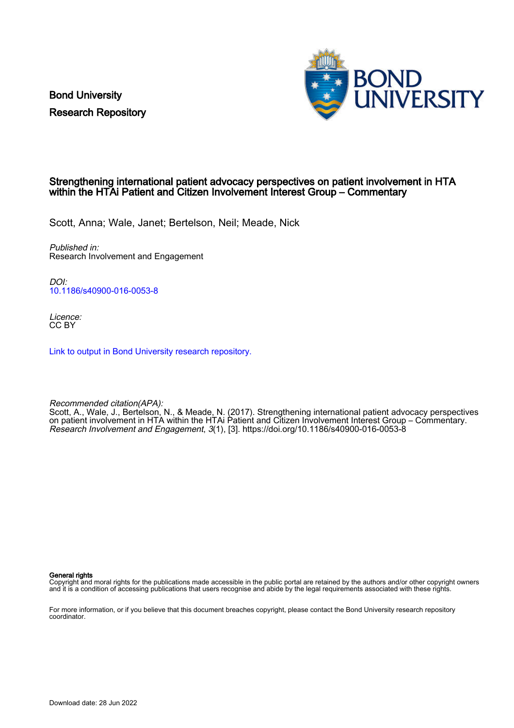Bond University
Research Repository

# Strengthening international patient advocacy perspectives on patient involvement in HTA within the HTAi Patient and Citizen Involvement Interest Group – Commentary

Scott, Anna; Wale, Janet; Bertelson, Neil; Meade, Nick

*Published in:*
Research Involvement and Engagement

*DOI:*
10.1186/s40900-016-0053-8

*Licence:*
CC BY

Link to output in Bond University research repository.

*Recommended citation(APA):*
Scott, A., Wale, J., Bertelson, N., & Meade, N. (2017). Strengthening international patient advocacy perspectives on patient involvement in HTA within the HTAi Patient and Citizen Involvement Interest Group – Commentary. *Research Involvement and Engagement*, *3*(1), [3]. https://doi.org/10.1186/s40900-016-0053-8

**General rights**
Copyright and moral rights for the publications made accessible in the public portal are retained by the authors and/or other copyright owners and it is a condition of accessing publications that users recognise and abide by the legal requirements associated with these rights.

For more information, or if you believe that this document breaches copyright, please contact the Bond University research repository coordinator.

Download date: 28 Jun 2022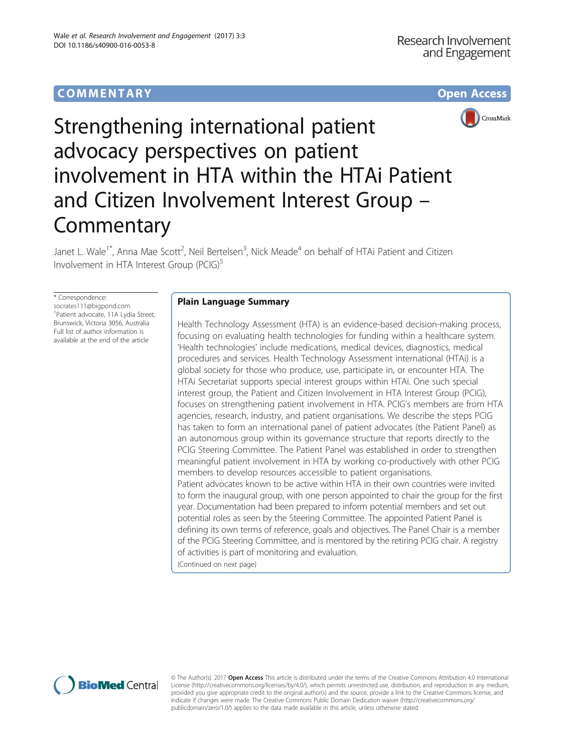# Strengthening international patient advocacy perspectives on patient involvement in HTA within the HTAi Patient and Citizen Involvement Interest Group – Commentary

Janet L. Wale[1*], Anna Mae Scott[2], Neil Bertelsen[3], Nick Meade[4] on behalf of HTAi Patient and Citizen Involvement in HTA Interest Group (PCIG)[5]

\* Correspondence: socrates111@bigpond.com
[1]Patient advocate, 11A Lydia Street, Brunswick, Victoria 3056, Australia
Full list of author information is available at the end of the article

## Plain Language Summary

Health Technology Assessment (HTA) is an evidence-based decision-making process, focusing on evaluating health technologies for funding within a healthcare system. 'Health technologies' include medications, medical devices, diagnostics, medical procedures and services. Health Technology Assessment international (HTAi) is a global society for those who produce, use, participate in, or encounter HTA. The HTAi Secretariat supports special interest groups within HTAi. One such special interest group, the Patient and Citizen Involvement in HTA Interest Group (PCIG), focuses on strengthening patient involvement in HTA. PCIG's members are from HTA agencies, research, industry, and patient organisations. We describe the steps PCIG has taken to form an international panel of patient advocates (the Patient Panel) as an autonomous group within its governance structure that reports directly to the PCIG Steering Committee. The Patient Panel was established in order to strengthen meaningful patient involvement in HTA by working co-productively with other PCIG members to develop resources accessible to patient organisations.

Patient advocates known to be active within HTA in their own countries were invited to form the inaugural group, with one person appointed to chair the group for the first year. Documentation had been prepared to inform potential members and set out potential roles as seen by the Steering Committee. The appointed Patient Panel is defining its own terms of reference, goals and objectives. The Panel Chair is a member of the PCIG Steering Committee, and is mentored by the retiring PCIG chair. A registry of activities is part of monitoring and evaluation.

(Continued on next page)

© The Author(s). 2017 **Open Access** This article is distributed under the terms of the Creative Commons Attribution 4.0 International License (http://creativecommons.org/licenses/by/4.0/), which permits unrestricted use, distribution, and reproduction in any medium, provided you give appropriate credit to the original author(s) and the source, provide a link to the Creative Commons license, and indicate if changes were made. The Creative Commons Public Domain Dedication waiver (http://creativecommons.org/publicdomain/zero/1.0/) applies to the data made available in this article, unless otherwise stated.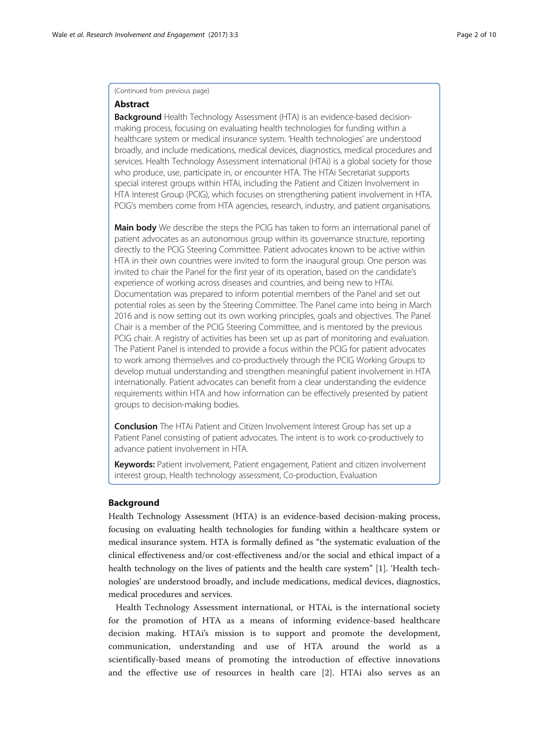(Continued from previous page)

## Abstract

**Background** Health Technology Assessment (HTA) is an evidence-based decision-making process, focusing on evaluating health technologies for funding within a healthcare system or medical insurance system. 'Health technologies' are understood broadly, and include medications, medical devices, diagnostics, medical procedures and services. Health Technology Assessment international (HTAi) is a global society for those who produce, use, participate in, or encounter HTA. The HTAi Secretariat supports special interest groups within HTAi, including the Patient and Citizen Involvement in HTA Interest Group (PCIG), which focuses on strengthening patient involvement in HTA. PCIG's members come from HTA agencies, research, industry, and patient organisations.

**Main body** We describe the steps the PCIG has taken to form an international panel of patient advocates as an autonomous group within its governance structure, reporting directly to the PCIG Steering Committee. Patient advocates known to be active within HTA in their own countries were invited to form the inaugural group. One person was invited to chair the Panel for the first year of its operation, based on the candidate's experience of working across diseases and countries, and being new to HTAi. Documentation was prepared to inform potential members of the Panel and set out potential roles as seen by the Steering Committee. The Panel came into being in March 2016 and is now setting out its own working principles, goals and objectives. The Panel Chair is a member of the PCIG Steering Committee, and is mentored by the previous PCIG chair. A registry of activities has been set up as part of monitoring and evaluation. The Patient Panel is intended to provide a focus within the PCIG for patient advocates to work among themselves and co-productively through the PCIG Working Groups to develop mutual understanding and strengthen meaningful patient involvement in HTA internationally. Patient advocates can benefit from a clear understanding the evidence requirements within HTA and how information can be effectively presented by patient groups to decision-making bodies.

**Conclusion** The HTAi Patient and Citizen Involvement Interest Group has set up a Patient Panel consisting of patient advocates. The intent is to work co-productively to advance patient involvement in HTA.

**Keywords:** Patient involvement, Patient engagement, Patient and citizen involvement interest group, Health technology assessment, Co-production, Evaluation

## Background

Health Technology Assessment (HTA) is an evidence-based decision-making process, focusing on evaluating health technologies for funding within a healthcare system or medical insurance system. HTA is formally defined as "the systematic evaluation of the clinical effectiveness and/or cost-effectiveness and/or the social and ethical impact of a health technology on the lives of patients and the health care system" [1]. 'Health technologies' are understood broadly, and include medications, medical devices, diagnostics, medical procedures and services.

Health Technology Assessment international, or HTAi, is the international society for the promotion of HTA as a means of informing evidence-based healthcare decision making. HTAi's mission is to support and promote the development, communication, understanding and use of HTA around the world as a scientifically-based means of promoting the introduction of effective innovations and the effective use of resources in health care [2]. HTAi also serves as an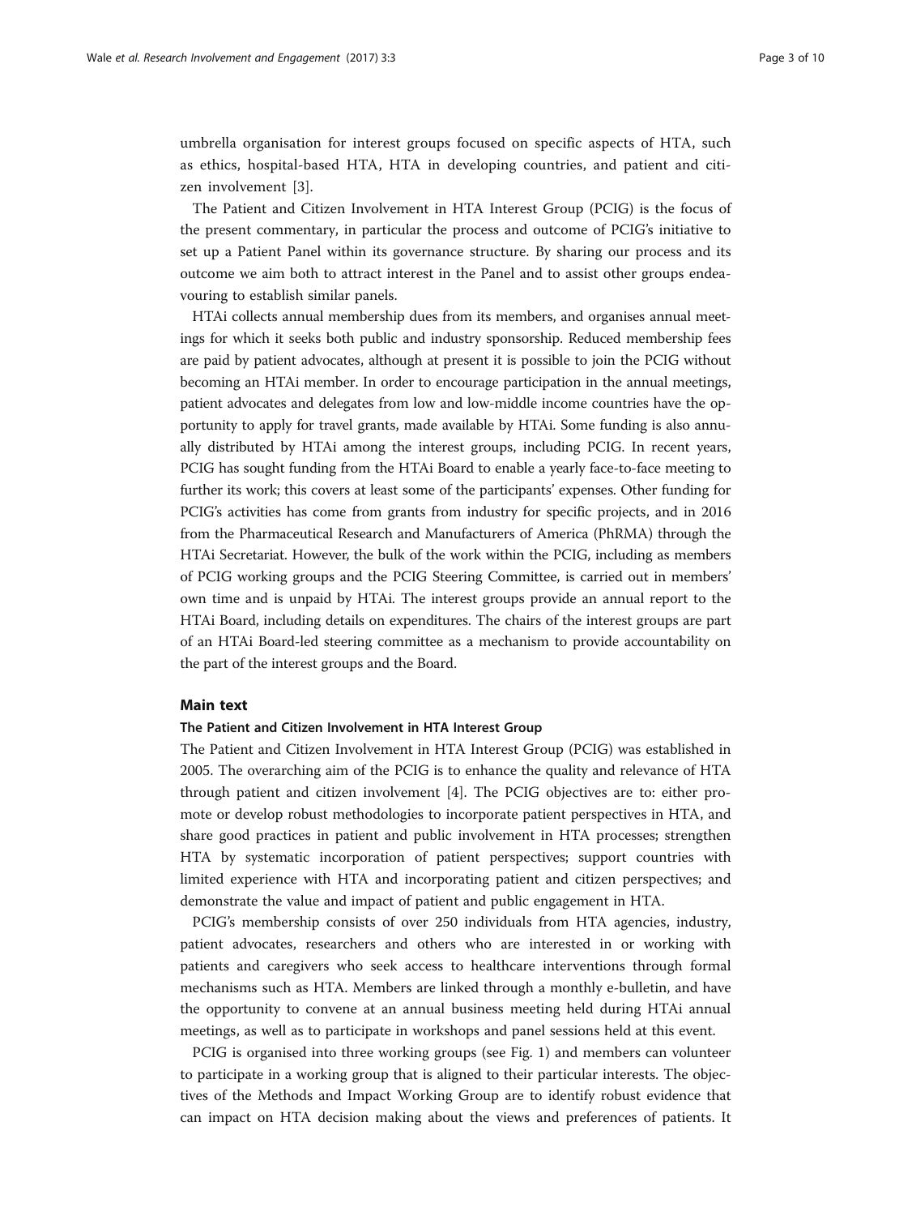umbrella organisation for interest groups focused on specific aspects of HTA, such as ethics, hospital-based HTA, HTA in developing countries, and patient and citizen involvement [3].

The Patient and Citizen Involvement in HTA Interest Group (PCIG) is the focus of the present commentary, in particular the process and outcome of PCIG's initiative to set up a Patient Panel within its governance structure. By sharing our process and its outcome we aim both to attract interest in the Panel and to assist other groups endeavouring to establish similar panels.

HTAi collects annual membership dues from its members, and organises annual meetings for which it seeks both public and industry sponsorship. Reduced membership fees are paid by patient advocates, although at present it is possible to join the PCIG without becoming an HTAi member. In order to encourage participation in the annual meetings, patient advocates and delegates from low and low-middle income countries have the opportunity to apply for travel grants, made available by HTAi. Some funding is also annually distributed by HTAi among the interest groups, including PCIG. In recent years, PCIG has sought funding from the HTAi Board to enable a yearly face-to-face meeting to further its work; this covers at least some of the participants' expenses. Other funding for PCIG's activities has come from grants from industry for specific projects, and in 2016 from the Pharmaceutical Research and Manufacturers of America (PhRMA) through the HTAi Secretariat. However, the bulk of the work within the PCIG, including as members of PCIG working groups and the PCIG Steering Committee, is carried out in members' own time and is unpaid by HTAi. The interest groups provide an annual report to the HTAi Board, including details on expenditures. The chairs of the interest groups are part of an HTAi Board-led steering committee as a mechanism to provide accountability on the part of the interest groups and the Board.

## Main text

### The Patient and Citizen Involvement in HTA Interest Group

The Patient and Citizen Involvement in HTA Interest Group (PCIG) was established in 2005. The overarching aim of the PCIG is to enhance the quality and relevance of HTA through patient and citizen involvement [4]. The PCIG objectives are to: either promote or develop robust methodologies to incorporate patient perspectives in HTA, and share good practices in patient and public involvement in HTA processes; strengthen HTA by systematic incorporation of patient perspectives; support countries with limited experience with HTA and incorporating patient and citizen perspectives; and demonstrate the value and impact of patient and public engagement in HTA.

PCIG's membership consists of over 250 individuals from HTA agencies, industry, patient advocates, researchers and others who are interested in or working with patients and caregivers who seek access to healthcare interventions through formal mechanisms such as HTA. Members are linked through a monthly e-bulletin, and have the opportunity to convene at an annual business meeting held during HTAi annual meetings, as well as to participate in workshops and panel sessions held at this event.

PCIG is organised into three working groups (see Fig. 1) and members can volunteer to participate in a working group that is aligned to their particular interests. The objectives of the Methods and Impact Working Group are to identify robust evidence that can impact on HTA decision making about the views and preferences of patients. It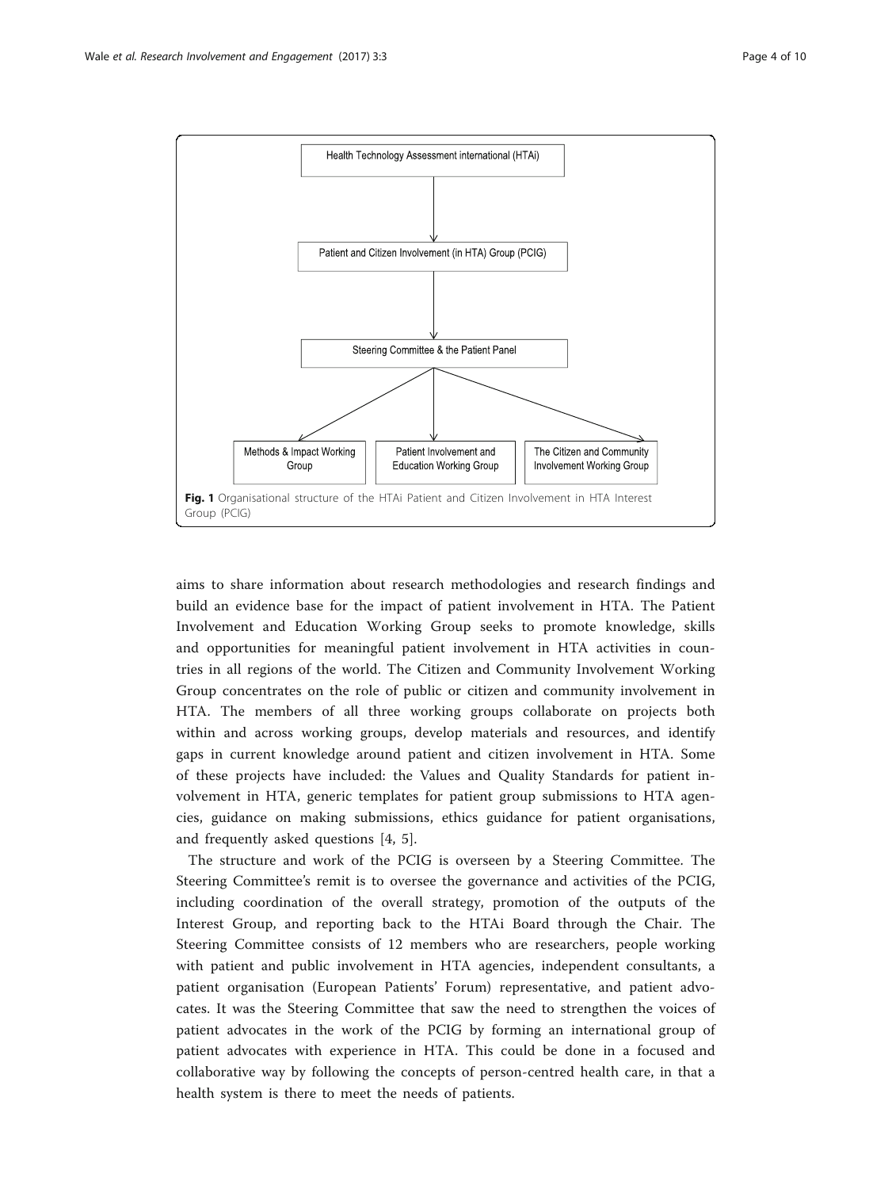**Fig. 1** Organisational structure of the HTAi Patient and Citizen Involvement in HTA Interest Group (PCIG)

aims to share information about research methodologies and research findings and build an evidence base for the impact of patient involvement in HTA. The Patient Involvement and Education Working Group seeks to promote knowledge, skills and opportunities for meaningful patient involvement in HTA activities in countries in all regions of the world. The Citizen and Community Involvement Working Group concentrates on the role of public or citizen and community involvement in HTA. The members of all three working groups collaborate on projects both within and across working groups, develop materials and resources, and identify gaps in current knowledge around patient and citizen involvement in HTA. Some of these projects have included: the Values and Quality Standards for patient involvement in HTA, generic templates for patient group submissions to HTA agencies, guidance on making submissions, ethics guidance for patient organisations, and frequently asked questions [4, 5].

The structure and work of the PCIG is overseen by a Steering Committee. The Steering Committee's remit is to oversee the governance and activities of the PCIG, including coordination of the overall strategy, promotion of the outputs of the Interest Group, and reporting back to the HTAi Board through the Chair. The Steering Committee consists of 12 members who are researchers, people working with patient and public involvement in HTA agencies, independent consultants, a patient organisation (European Patients' Forum) representative, and patient advocates. It was the Steering Committee that saw the need to strengthen the voices of patient advocates in the work of the PCIG by forming an international group of patient advocates with experience in HTA. This could be done in a focused and collaborative way by following the concepts of person-centred health care, in that a health system is there to meet the needs of patients.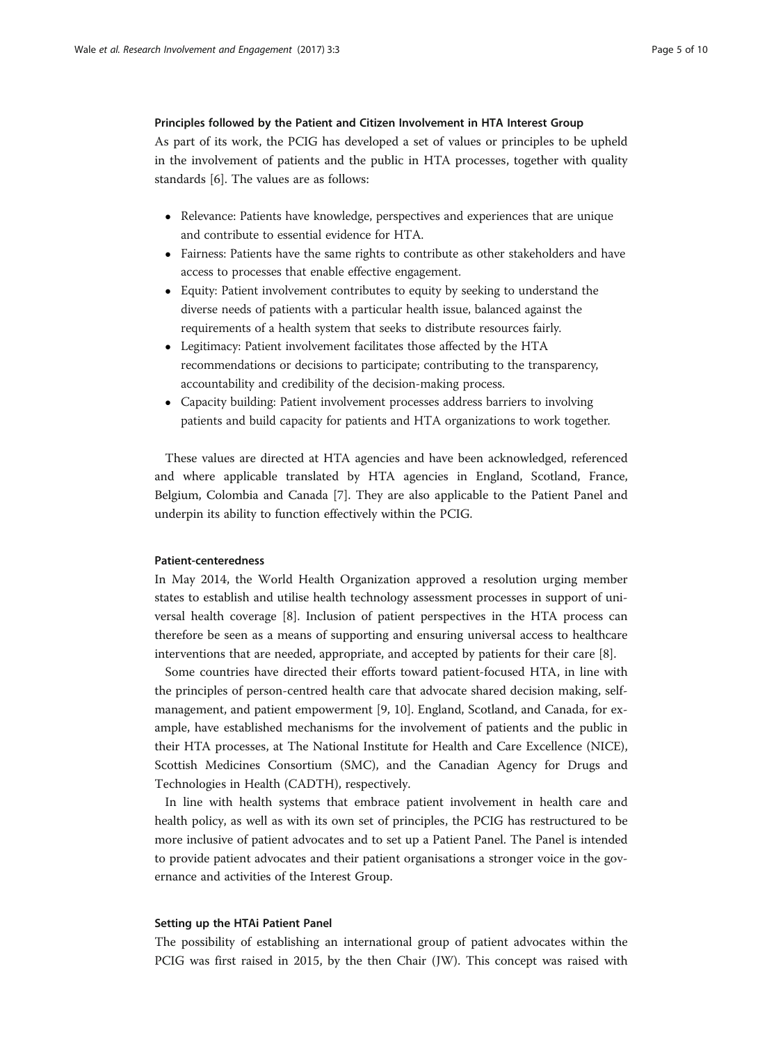### Principles followed by the Patient and Citizen Involvement in HTA Interest Group

As part of its work, the PCIG has developed a set of values or principles to be upheld in the involvement of patients and the public in HTA processes, together with quality standards [6]. The values are as follows:

- Relevance: Patients have knowledge, perspectives and experiences that are unique and contribute to essential evidence for HTA.
- Fairness: Patients have the same rights to contribute as other stakeholders and have access to processes that enable effective engagement.
- Equity: Patient involvement contributes to equity by seeking to understand the diverse needs of patients with a particular health issue, balanced against the requirements of a health system that seeks to distribute resources fairly.
- Legitimacy: Patient involvement facilitates those affected by the HTA recommendations or decisions to participate; contributing to the transparency, accountability and credibility of the decision-making process.
- Capacity building: Patient involvement processes address barriers to involving patients and build capacity for patients and HTA organizations to work together.

These values are directed at HTA agencies and have been acknowledged, referenced and where applicable translated by HTA agencies in England, Scotland, France, Belgium, Colombia and Canada [7]. They are also applicable to the Patient Panel and underpin its ability to function effectively within the PCIG.

### Patient-centeredness

In May 2014, the World Health Organization approved a resolution urging member states to establish and utilise health technology assessment processes in support of universal health coverage [8]. Inclusion of patient perspectives in the HTA process can therefore be seen as a means of supporting and ensuring universal access to healthcare interventions that are needed, appropriate, and accepted by patients for their care [8].

Some countries have directed their efforts toward patient-focused HTA, in line with the principles of person-centred health care that advocate shared decision making, self-management, and patient empowerment [9, 10]. England, Scotland, and Canada, for example, have established mechanisms for the involvement of patients and the public in their HTA processes, at The National Institute for Health and Care Excellence (NICE), Scottish Medicines Consortium (SMC), and the Canadian Agency for Drugs and Technologies in Health (CADTH), respectively.

In line with health systems that embrace patient involvement in health care and health policy, as well as with its own set of principles, the PCIG has restructured to be more inclusive of patient advocates and to set up a Patient Panel. The Panel is intended to provide patient advocates and their patient organisations a stronger voice in the governance and activities of the Interest Group.

### Setting up the HTAi Patient Panel

The possibility of establishing an international group of patient advocates within the PCIG was first raised in 2015, by the then Chair (JW). This concept was raised with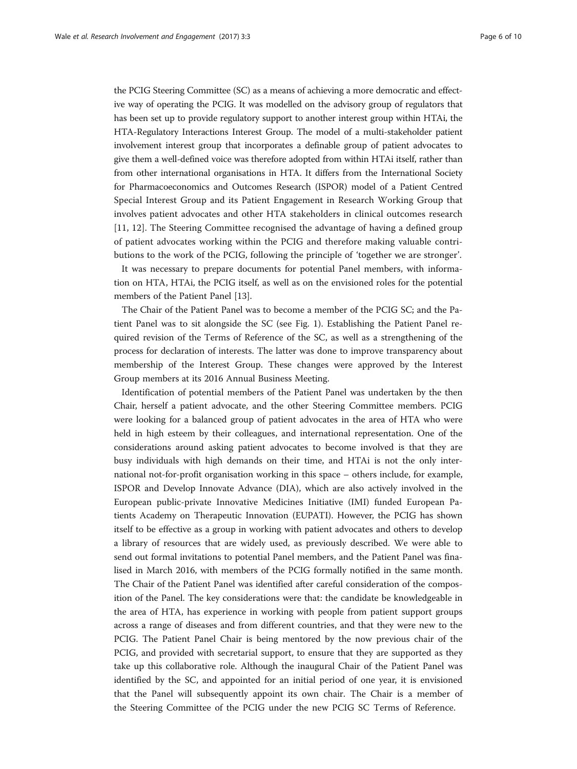the PCIG Steering Committee (SC) as a means of achieving a more democratic and effective way of operating the PCIG. It was modelled on the advisory group of regulators that has been set up to provide regulatory support to another interest group within HTAi, the HTA-Regulatory Interactions Interest Group. The model of a multi-stakeholder patient involvement interest group that incorporates a definable group of patient advocates to give them a well-defined voice was therefore adopted from within HTAi itself, rather than from other international organisations in HTA. It differs from the International Society for Pharmacoeconomics and Outcomes Research (ISPOR) model of a Patient Centred Special Interest Group and its Patient Engagement in Research Working Group that involves patient advocates and other HTA stakeholders in clinical outcomes research [11, 12]. The Steering Committee recognised the advantage of having a defined group of patient advocates working within the PCIG and therefore making valuable contributions to the work of the PCIG, following the principle of 'together we are stronger'.

It was necessary to prepare documents for potential Panel members, with information on HTA, HTAi, the PCIG itself, as well as on the envisioned roles for the potential members of the Patient Panel [13].

The Chair of the Patient Panel was to become a member of the PCIG SC; and the Patient Panel was to sit alongside the SC (see Fig. 1). Establishing the Patient Panel required revision of the Terms of Reference of the SC, as well as a strengthening of the process for declaration of interests. The latter was done to improve transparency about membership of the Interest Group. These changes were approved by the Interest Group members at its 2016 Annual Business Meeting.

Identification of potential members of the Patient Panel was undertaken by the then Chair, herself a patient advocate, and the other Steering Committee members. PCIG were looking for a balanced group of patient advocates in the area of HTA who were held in high esteem by their colleagues, and international representation. One of the considerations around asking patient advocates to become involved is that they are busy individuals with high demands on their time, and HTAi is not the only international not-for-profit organisation working in this space – others include, for example, ISPOR and Develop Innovate Advance (DIA), which are also actively involved in the European public-private Innovative Medicines Initiative (IMI) funded European Patients Academy on Therapeutic Innovation (EUPATI). However, the PCIG has shown itself to be effective as a group in working with patient advocates and others to develop a library of resources that are widely used, as previously described. We were able to send out formal invitations to potential Panel members, and the Patient Panel was finalised in March 2016, with members of the PCIG formally notified in the same month. The Chair of the Patient Panel was identified after careful consideration of the composition of the Panel. The key considerations were that: the candidate be knowledgeable in the area of HTA, has experience in working with people from patient support groups across a range of diseases and from different countries, and that they were new to the PCIG. The Patient Panel Chair is being mentored by the now previous chair of the PCIG, and provided with secretarial support, to ensure that they are supported as they take up this collaborative role. Although the inaugural Chair of the Patient Panel was identified by the SC, and appointed for an initial period of one year, it is envisioned that the Panel will subsequently appoint its own chair. The Chair is a member of the Steering Committee of the PCIG under the new PCIG SC Terms of Reference.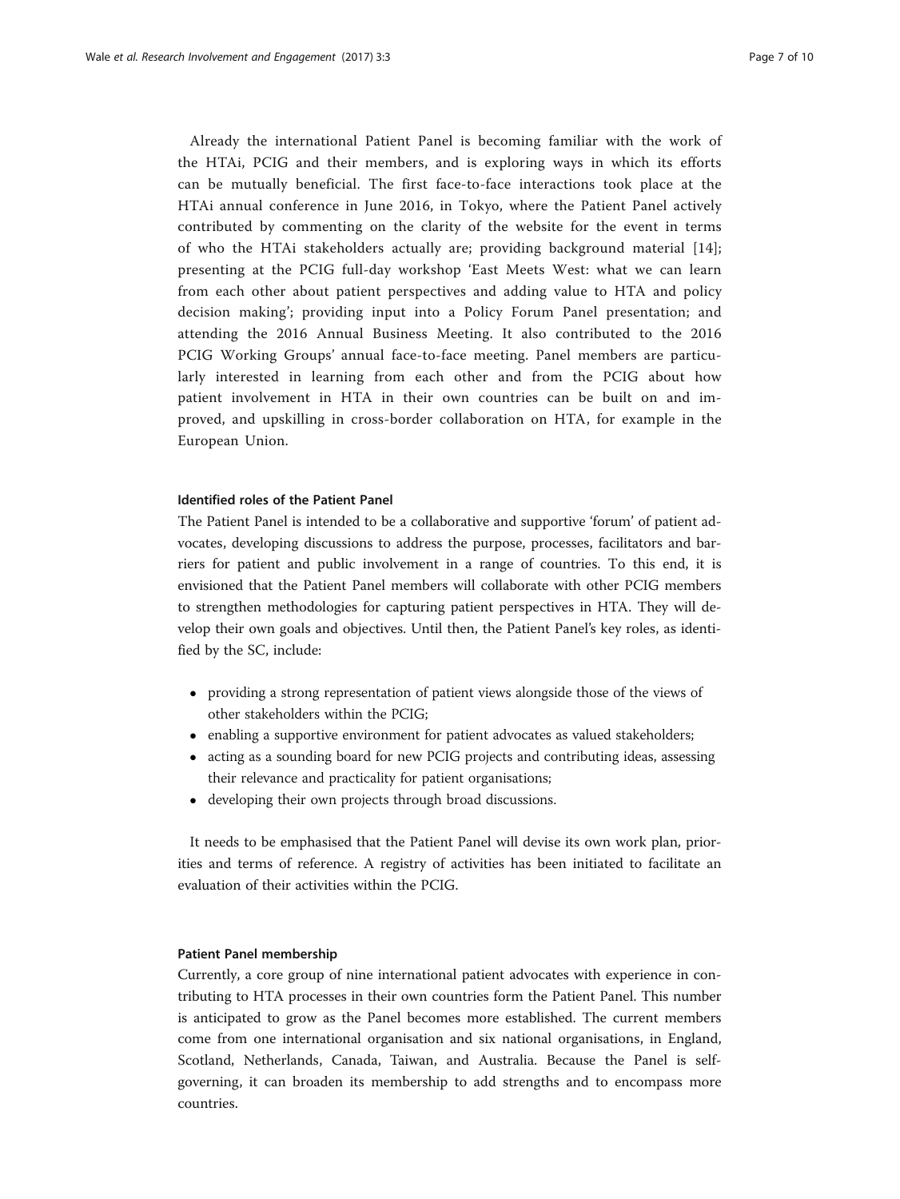Already the international Patient Panel is becoming familiar with the work of the HTAi, PCIG and their members, and is exploring ways in which its efforts can be mutually beneficial. The first face-to-face interactions took place at the HTAi annual conference in June 2016, in Tokyo, where the Patient Panel actively contributed by commenting on the clarity of the website for the event in terms of who the HTAi stakeholders actually are; providing background material [14]; presenting at the PCIG full-day workshop 'East Meets West: what we can learn from each other about patient perspectives and adding value to HTA and policy decision making'; providing input into a Policy Forum Panel presentation; and attending the 2016 Annual Business Meeting. It also contributed to the 2016 PCIG Working Groups' annual face-to-face meeting. Panel members are particularly interested in learning from each other and from the PCIG about how patient involvement in HTA in their own countries can be built on and improved, and upskilling in cross-border collaboration on HTA, for example in the European Union.

#### Identified roles of the Patient Panel

The Patient Panel is intended to be a collaborative and supportive 'forum' of patient advocates, developing discussions to address the purpose, processes, facilitators and barriers for patient and public involvement in a range of countries. To this end, it is envisioned that the Patient Panel members will collaborate with other PCIG members to strengthen methodologies for capturing patient perspectives in HTA. They will develop their own goals and objectives. Until then, the Patient Panel's key roles, as identified by the SC, include:

- providing a strong representation of patient views alongside those of the views of other stakeholders within the PCIG;
- enabling a supportive environment for patient advocates as valued stakeholders;
- acting as a sounding board for new PCIG projects and contributing ideas, assessing their relevance and practicality for patient organisations;
- developing their own projects through broad discussions.

It needs to be emphasised that the Patient Panel will devise its own work plan, priorities and terms of reference. A registry of activities has been initiated to facilitate an evaluation of their activities within the PCIG.

#### Patient Panel membership

Currently, a core group of nine international patient advocates with experience in contributing to HTA processes in their own countries form the Patient Panel. This number is anticipated to grow as the Panel becomes more established. The current members come from one international organisation and six national organisations, in England, Scotland, Netherlands, Canada, Taiwan, and Australia. Because the Panel is self-governing, it can broaden its membership to add strengths and to encompass more countries.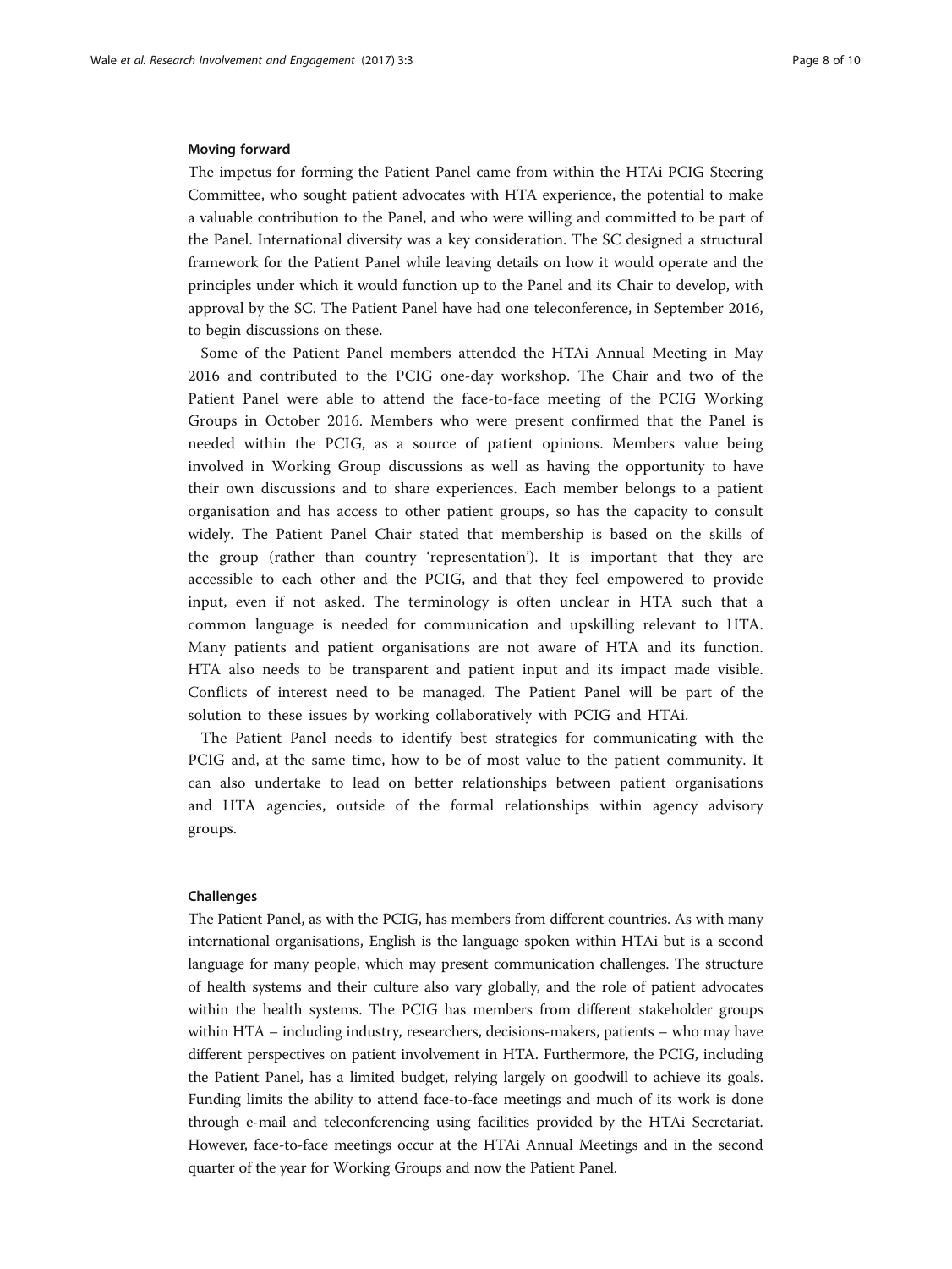### Moving forward

The impetus for forming the Patient Panel came from within the HTAi PCIG Steering Committee, who sought patient advocates with HTA experience, the potential to make a valuable contribution to the Panel, and who were willing and committed to be part of the Panel. International diversity was a key consideration. The SC designed a structural framework for the Patient Panel while leaving details on how it would operate and the principles under which it would function up to the Panel and its Chair to develop, with approval by the SC. The Patient Panel have had one teleconference, in September 2016, to begin discussions on these.

Some of the Patient Panel members attended the HTAi Annual Meeting in May 2016 and contributed to the PCIG one-day workshop. The Chair and two of the Patient Panel were able to attend the face-to-face meeting of the PCIG Working Groups in October 2016. Members who were present confirmed that the Panel is needed within the PCIG, as a source of patient opinions. Members value being involved in Working Group discussions as well as having the opportunity to have their own discussions and to share experiences. Each member belongs to a patient organisation and has access to other patient groups, so has the capacity to consult widely. The Patient Panel Chair stated that membership is based on the skills of the group (rather than country 'representation'). It is important that they are accessible to each other and the PCIG, and that they feel empowered to provide input, even if not asked. The terminology is often unclear in HTA such that a common language is needed for communication and upskilling relevant to HTA. Many patients and patient organisations are not aware of HTA and its function. HTA also needs to be transparent and patient input and its impact made visible. Conflicts of interest need to be managed. The Patient Panel will be part of the solution to these issues by working collaboratively with PCIG and HTAi.

The Patient Panel needs to identify best strategies for communicating with the PCIG and, at the same time, how to be of most value to the patient community. It can also undertake to lead on better relationships between patient organisations and HTA agencies, outside of the formal relationships within agency advisory groups.

### Challenges

The Patient Panel, as with the PCIG, has members from different countries. As with many international organisations, English is the language spoken within HTAi but is a second language for many people, which may present communication challenges. The structure of health systems and their culture also vary globally, and the role of patient advocates within the health systems. The PCIG has members from different stakeholder groups within HTA – including industry, researchers, decisions-makers, patients – who may have different perspectives on patient involvement in HTA. Furthermore, the PCIG, including the Patient Panel, has a limited budget, relying largely on goodwill to achieve its goals. Funding limits the ability to attend face-to-face meetings and much of its work is done through e-mail and teleconferencing using facilities provided by the HTAi Secretariat. However, face-to-face meetings occur at the HTAi Annual Meetings and in the second quarter of the year for Working Groups and now the Patient Panel.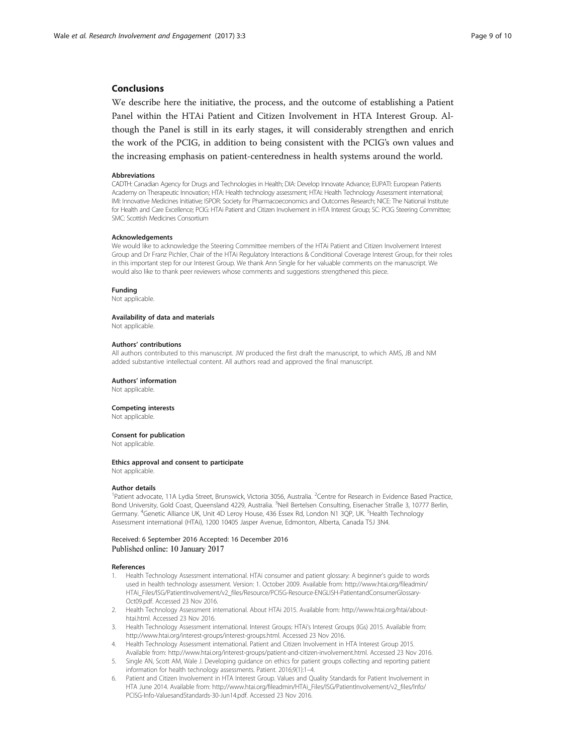## Conclusions

We describe here the initiative, the process, and the outcome of establishing a Patient Panel within the HTAi Patient and Citizen Involvement in HTA Interest Group. Although the Panel is still in its early stages, it will considerably strengthen and enrich the work of the PCIG, in addition to being consistent with the PCIG's own values and the increasing emphasis on patient-centeredness in health systems around the world.

#### Abbreviations

CADTH: Canadian Agency for Drugs and Technologies in Health; DIA: Develop Innovate Advance; EUPATI: European Patients Academy on Therapeutic Innovation; HTA: Health technology assessment; HTAi: Health Technology Assessment international; IMI: Innovative Medicines Initiative; ISPOR: Society for Pharmacoeconomics and Outcomes Research; NICE: The National Institute for Health and Care Excellence; PCIG: HTAi Patient and Citizen Involvement in HTA Interest Group; SC: PCIG Steering Committee; SMC: Scottish Medicines Consortium

#### Acknowledgements

We would like to acknowledge the Steering Committee members of the HTAi Patient and Citizen Involvement Interest Group and Dr Franz Pichler, Chair of the HTAi Regulatory Interactions & Conditional Coverage Interest Group, for their roles in this important step for our Interest Group. We thank Ann Single for her valuable comments on the manuscript. We would also like to thank peer reviewers whose comments and suggestions strengthened this piece.

#### Funding

Not applicable.

#### Availability of data and materials

Not applicable.

#### Authors' contributions

All authors contributed to this manuscript. JW produced the first draft the manuscript, to which AMS, JB and NM added substantive intellectual content. All authors read and approved the final manuscript.

#### Authors' information

Not applicable.

#### Competing interests

Not applicable.

#### Consent for publication

Not applicable.

#### Ethics approval and consent to participate

Not applicable.

#### Author details

[1]Patient advocate, 11A Lydia Street, Brunswick, Victoria 3056, Australia. [2]Centre for Research in Evidence Based Practice, Bond University, Gold Coast, Queensland 4229, Australia. [3]Neil Bertelsen Consulting, Eisenacher Straße 3, 10777 Berlin, Germany. [4]Genetic Alliance UK, Unit 4D Leroy House, 436 Essex Rd, London N1 3QP, UK. [5]Health Technology Assessment international (HTAi), 1200 10405 Jasper Avenue, Edmonton, Alberta, Canada T5J 3N4.

Received: 6 September 2016 Accepted: 16 December 2016
Published online: 10 January 2017

#### References

1. Health Technology Assessment international. HTAi consumer and patient glossary: A beginner's guide to words used in health technology assessment. Version: 1. October 2009. Available from: http://www.htai.org/fileadmin/HTAi_Files/ISG/PatientInvolvement/v2_files/Resource/PCISG-Resource-ENGLISH-PatientandConsumerGlossary-Oct09.pdf. Accessed 23 Nov 2016.
2. Health Technology Assessment international. About HTAi 2015. Available from: http://www.htai.org/htai/about-htai.html. Accessed 23 Nov 2016.
3. Health Technology Assessment international. Interest Groups: HTAi's Interest Groups (IGs) 2015. Available from: http://www.htai.org/interest-groups/interest-groups.html. Accessed 23 Nov 2016.
4. Health Technology Assessment international. Patient and Citizen Involvement in HTA Interest Group 2015. Available from: http://www.htai.org/interest-groups/patient-and-citizen-involvement.html. Accessed 23 Nov 2016.
5. Single AN, Scott AM, Wale J. Developing guidance on ethics for patient groups collecting and reporting patient information for health technology assessments. Patient. 2016;9(1):1–4.
6. Patient and Citizen Involvement in HTA Interest Group. Values and Quality Standards for Patient Involvement in HTA June 2014. Available from: http://www.htai.org/fileadmin/HTAi_Files/ISG/PatientInvolvement/v2_files/Info/PCISG-Info-ValuesandStandards-30-Jun14.pdf. Accessed 23 Nov 2016.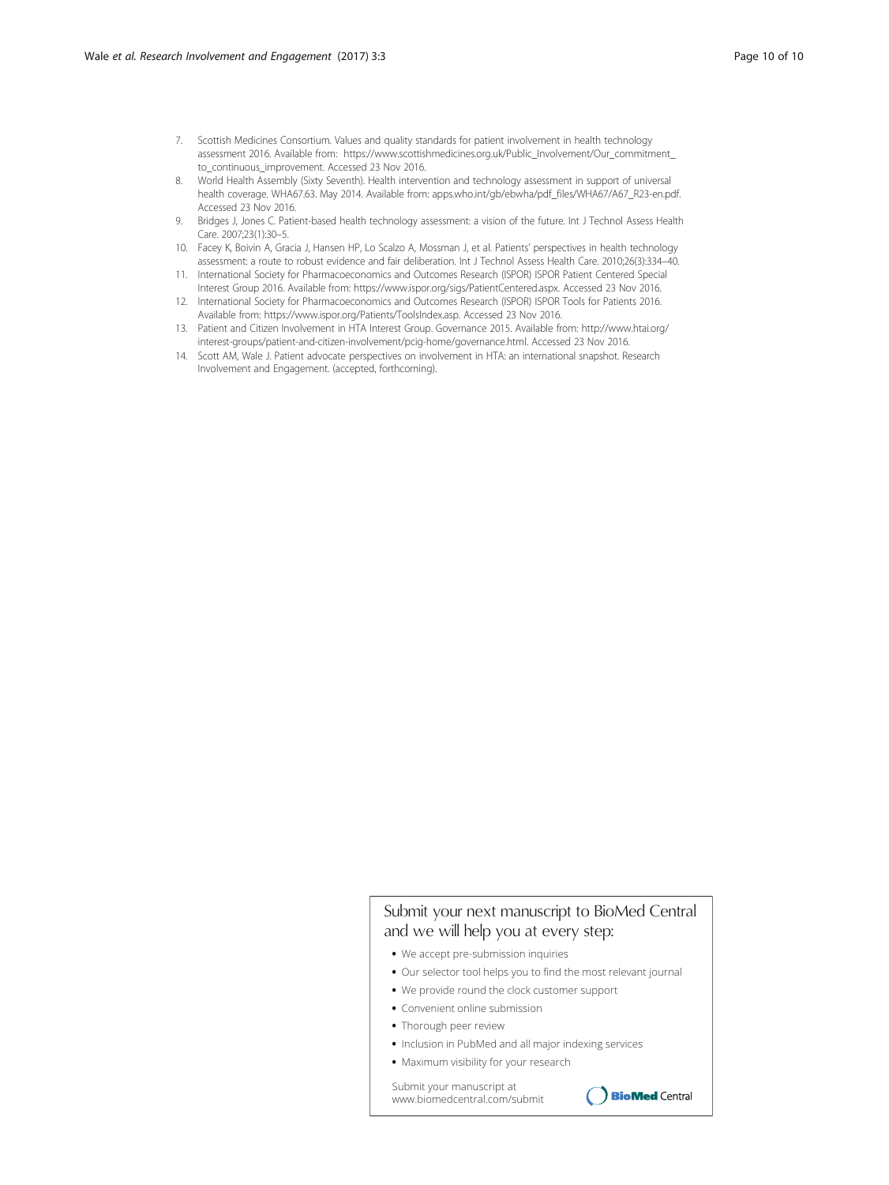7. Scottish Medicines Consortium. Values and quality standards for patient involvement in health technology assessment 2016. Available from: https://www.scottishmedicines.org.uk/Public_Involvement/Our_commitment_to_continuous_improvement. Accessed 23 Nov 2016.
8. World Health Assembly (Sixty Seventh). Health intervention and technology assessment in support of universal health coverage. WHA67.63. May 2014. Available from: apps.who.int/gb/ebwha/pdf_files/WHA67/A67_R23-en.pdf. Accessed 23 Nov 2016.
9. Bridges J, Jones C. Patient-based health technology assessment: a vision of the future. Int J Technol Assess Health Care. 2007;23(1):30–5.
10. Facey K, Boivin A, Gracia J, Hansen HP, Lo Scalzo A, Mossman J, et al. Patients' perspectives in health technology assessment: a route to robust evidence and fair deliberation. Int J Technol Assess Health Care. 2010;26(3):334–40.
11. International Society for Pharmacoeconomics and Outcomes Research (ISPOR) ISPOR Patient Centered Special Interest Group 2016. Available from: https://www.ispor.org/sigs/PatientCentered.aspx. Accessed 23 Nov 2016.
12. International Society for Pharmacoeconomics and Outcomes Research (ISPOR) ISPOR Tools for Patients 2016. Available from: https://www.ispor.org/Patients/ToolsIndex.asp. Accessed 23 Nov 2016.
13. Patient and Citizen Involvement in HTA Interest Group. Governance 2015. Available from: http://www.htai.org/interest-groups/patient-and-citizen-involvement/pcig-home/governance.html. Accessed 23 Nov 2016.
14. Scott AM, Wale J. Patient advocate perspectives on involvement in HTA: an international snapshot. Research Involvement and Engagement. (accepted, forthcoming).

Submit your next manuscript to BioMed Central and we will help you at every step:

- We accept pre-submission inquiries
- Our selector tool helps you to find the most relevant journal
- We provide round the clock customer support
- Convenient online submission
- Thorough peer review
- Inclusion in PubMed and all major indexing services
- Maximum visibility for your research

Submit your manuscript at
www.biomedcentral.com/submit

BioMed Central